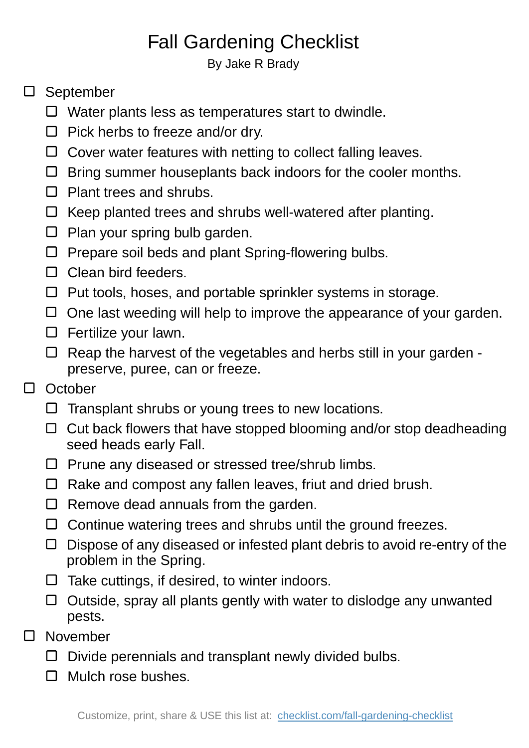# Fall Gardening Checklist

By Jake R Brady

- [ ] September
  - [ ] Water plants less as temperatures start to dwindle.
  - [ ] Pick herbs to freeze and/or dry.
  - [ ] Cover water features with netting to collect falling leaves.
  - [ ] Bring summer houseplants back indoors for the cooler months.
  - [ ] Plant trees and shrubs.
  - [ ] Keep planted trees and shrubs well-watered after planting.
  - [ ] Plan your spring bulb garden.
  - [ ] Prepare soil beds and plant Spring-flowering bulbs.
  - [ ] Clean bird feeders.
  - [ ] Put tools, hoses, and portable sprinkler systems in storage.
  - [ ] One last weeding will help to improve the appearance of your garden.
  - [ ] Fertilize your lawn.
  - [ ] Reap the harvest of the vegetables and herbs still in your garden - preserve, puree, can or freeze.
- [ ] October
  - [ ] Transplant shrubs or young trees to new locations.
  - [ ] Cut back flowers that have stopped blooming and/or stop deadheading seed heads early Fall.
  - [ ] Prune any diseased or stressed tree/shrub limbs.
  - [ ] Rake and compost any fallen leaves, friut and dried brush.
  - [ ] Remove dead annuals from the garden.
  - [ ] Continue watering trees and shrubs until the ground freezes.
  - [ ] Dispose of any diseased or infested plant debris to avoid re-entry of the problem in the Spring.
  - [ ] Take cuttings, if desired, to winter indoors.
  - [ ] Outside, spray all plants gently with water to dislodge any unwanted pests.
- [ ] November
  - [ ] Divide perennials and transplant newly divided bulbs.
  - [ ] Mulch rose bushes.

Customize, print, share & USE this list at: [checklist.com/fall-gardening-checklist](https://checklist.com/fall-gardening-checklist)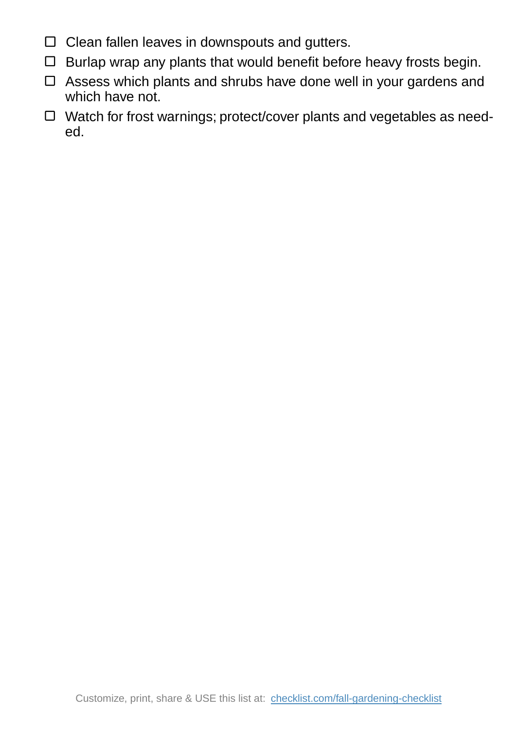- [ ] Clean fallen leaves in downspouts and gutters.
- [ ] Burlap wrap any plants that would benefit before heavy frosts begin.
- [ ] Assess which plants and shrubs have done well in your gardens and which have not.
- [ ] Watch for frost warnings; protect/cover plants and vegetables as needed.

Customize, print, share & USE this list at: [checklist.com/fall-gardening-checklist](checklist.com/fall-gardening-checklist)